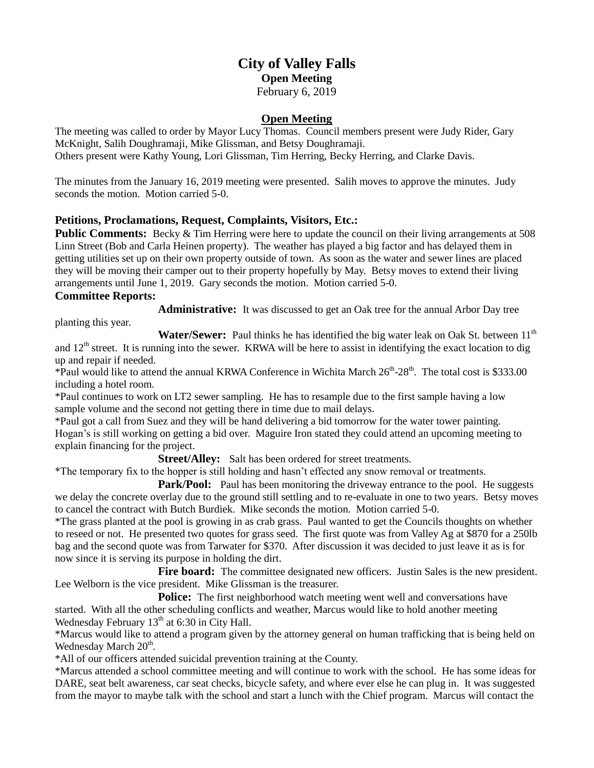# City of Valley Falls

**Open Meeting**

February 6, 2019

## Open Meeting

The meeting was called to order by Mayor Lucy Thomas. Council members present were Judy Rider, Gary McKnight, Salih Doughramaji, Mike Glissman, and Betsy Doughramaji.
Others present were Kathy Young, Lori Glissman, Tim Herring, Becky Herring, and Clarke Davis.

The minutes from the January 16, 2019 meeting were presented. Salih moves to approve the minutes. Judy seconds the motion. Motion carried 5-0.

### Petitions, Proclamations, Request, Complaints, Visitors, Etc.:

**Public Comments:** Becky & Tim Herring were here to update the council on their living arrangements at 508 Linn Street (Bob and Carla Heinen property). The weather has played a big factor and has delayed them in getting utilities set up on their own property outside of town. As soon as the water and sewer lines are placed they will be moving their camper out to their property hopefully by May. Betsy moves to extend their living arrangements until June 1, 2019. Gary seconds the motion. Motion carried 5-0.

### Committee Reports:

**Administrative:** It was discussed to get an Oak tree for the annual Arbor Day tree planting this year.

**Water/Sewer:** Paul thinks he has identified the big water leak on Oak St. between 11th and 12th street. It is running into the sewer. KRWA will be here to assist in identifying the exact location to dig up and repair if needed.

*Paul would like to attend the annual KRWA Conference in Wichita March 26th-28th. The total cost is $333.00 including a hotel room.

*Paul continues to work on LT2 sewer sampling. He has to resample due to the first sample having a low sample volume and the second not getting there in time due to mail delays.

*Paul got a call from Suez and they will be hand delivering a bid tomorrow for the water tower painting. Hogan's is still working on getting a bid over. Maguire Iron stated they could attend an upcoming meeting to explain financing for the project.

**Street/Alley:** Salt has been ordered for street treatments.

*The temporary fix to the hopper is still holding and hasn't effected any snow removal or treatments.

**Park/Pool:** Paul has been monitoring the driveway entrance to the pool. He suggests we delay the concrete overlay due to the ground still settling and to re-evaluate in one to two years. Betsy moves to cancel the contract with Butch Burdiek. Mike seconds the motion. Motion carried 5-0.

*The grass planted at the pool is growing in as crab grass. Paul wanted to get the Councils thoughts on whether to reseed or not. He presented two quotes for grass seed. The first quote was from Valley Ag at $870 for a 250lb bag and the second quote was from Tarwater for $370. After discussion it was decided to just leave it as is for now since it is serving its purpose in holding the dirt.

**Fire board:** The committee designated new officers. Justin Sales is the new president. Lee Welborn is the vice president. Mike Glissman is the treasurer.

**Police:** The first neighborhood watch meeting went well and conversations have started. With all the other scheduling conflicts and weather, Marcus would like to hold another meeting Wednesday February 13th at 6:30 in City Hall.

*Marcus would like to attend a program given by the attorney general on human trafficking that is being held on Wednesday March 20th.

*All of our officers attended suicidal prevention training at the County.

*Marcus attended a school committee meeting and will continue to work with the school. He has some ideas for DARE, seat belt awareness, car seat checks, bicycle safety, and where ever else he can plug in. It was suggested from the mayor to maybe talk with the school and start a lunch with the Chief program. Marcus will contact the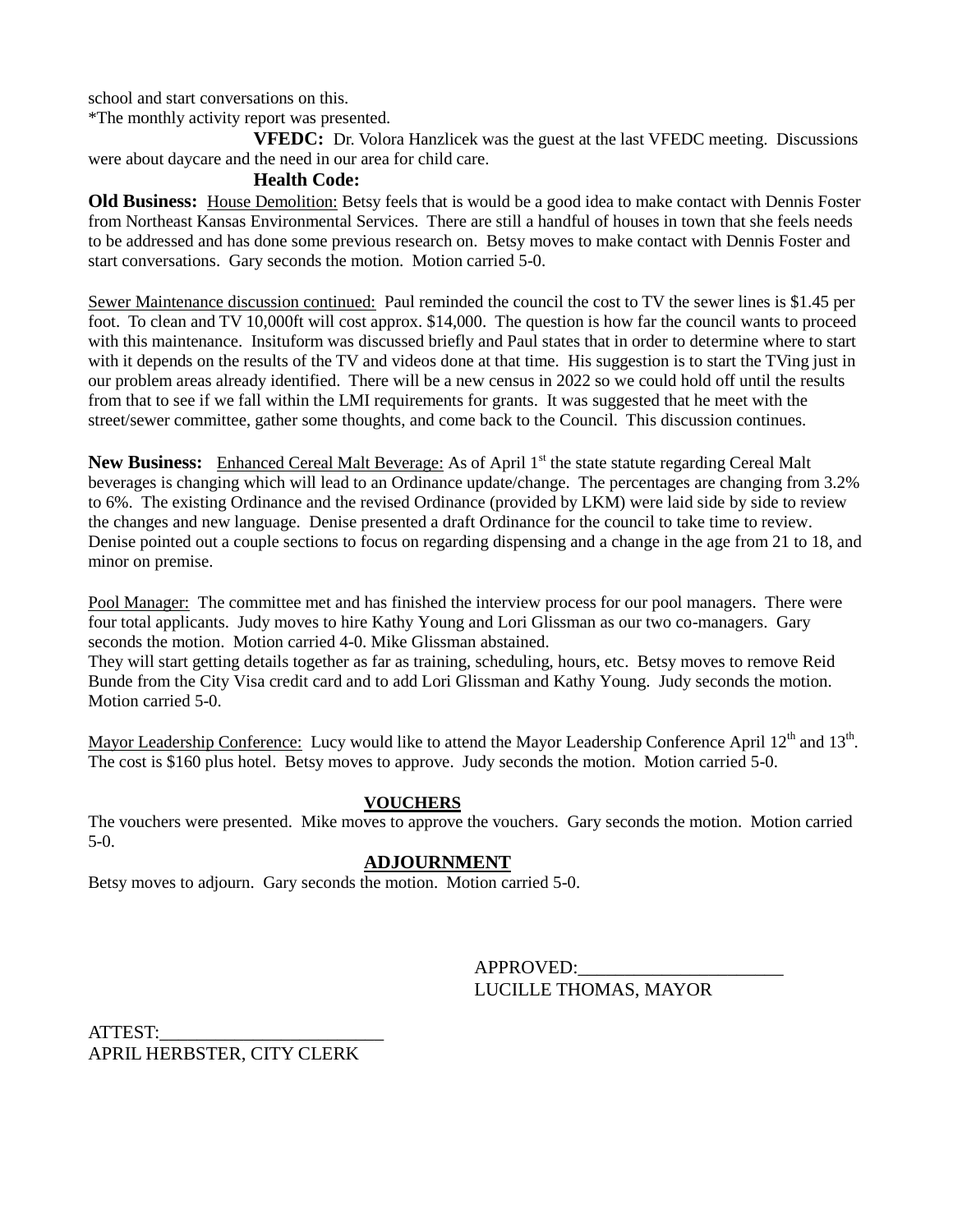school and start conversations on this.
*The monthly activity report was presented.

**VFEDC:** Dr. Volora Hanzlicek was the guest at the last VFEDC meeting. Discussions were about daycare and the need in our area for child care.

**Health Code:**

**Old Business:** House Demolition: Betsy feels that is would be a good idea to make contact with Dennis Foster from Northeast Kansas Environmental Services. There are still a handful of houses in town that she feels needs to be addressed and has done some previous research on. Betsy moves to make contact with Dennis Foster and start conversations. Gary seconds the motion. Motion carried 5-0.

Sewer Maintenance discussion continued: Paul reminded the council the cost to TV the sewer lines is $1.45 per foot. To clean and TV 10,000ft will cost approx. $14,000. The question is how far the council wants to proceed with this maintenance. Insituform was discussed briefly and Paul states that in order to determine where to start with it depends on the results of the TV and videos done at that time. His suggestion is to start the TVing just in our problem areas already identified. There will be a new census in 2022 so we could hold off until the results from that to see if we fall within the LMI requirements for grants. It was suggested that he meet with the street/sewer committee, gather some thoughts, and come back to the Council. This discussion continues.

**New Business:** Enhanced Cereal Malt Beverage: As of April 1st the state statute regarding Cereal Malt beverages is changing which will lead to an Ordinance update/change. The percentages are changing from 3.2% to 6%. The existing Ordinance and the revised Ordinance (provided by LKM) were laid side by side to review the changes and new language. Denise presented a draft Ordinance for the council to take time to review. Denise pointed out a couple sections to focus on regarding dispensing and a change in the age from 21 to 18, and minor on premise.

Pool Manager: The committee met and has finished the interview process for our pool managers. There were four total applicants. Judy moves to hire Kathy Young and Lori Glissman as our two co-managers. Gary seconds the motion. Motion carried 4-0. Mike Glissman abstained.
They will start getting details together as far as training, scheduling, hours, etc. Betsy moves to remove Reid Bunde from the City Visa credit card and to add Lori Glissman and Kathy Young. Judy seconds the motion. Motion carried 5-0.

Mayor Leadership Conference: Lucy would like to attend the Mayor Leadership Conference April 12th and 13th. The cost is $160 plus hotel. Betsy moves to approve. Judy seconds the motion. Motion carried 5-0.

**VOUCHERS**

The vouchers were presented. Mike moves to approve the vouchers. Gary seconds the motion. Motion carried 5-0.

**ADJOURNMENT**

Betsy moves to adjourn. Gary seconds the motion. Motion carried 5-0.

APPROVED:______________________
LUCILLE THOMAS, MAYOR

ATTEST:________________________
APRIL HERBSTER, CITY CLERK